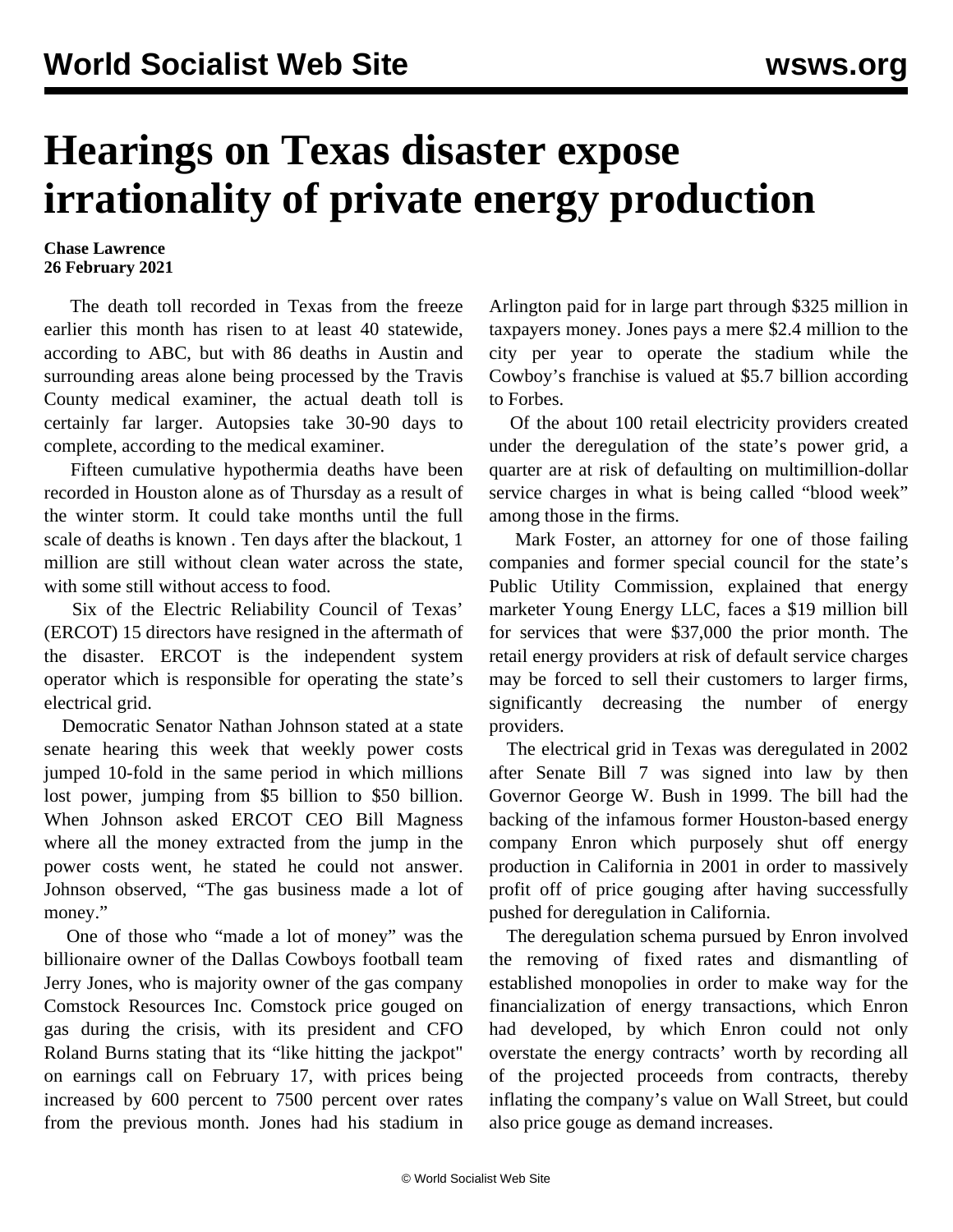# Hearings on Texas disaster expose irrationality of private energy production

**Chase Lawrence**
**26 February 2021**

The death toll recorded in Texas from the freeze earlier this month has risen to at least 40 statewide, according to ABC, but with 86 deaths in Austin and surrounding areas alone being processed by the Travis County medical examiner, the actual death toll is certainly far larger. Autopsies take 30-90 days to complete, according to the medical examiner.

Fifteen cumulative hypothermia deaths have been recorded in Houston alone as of Thursday as a result of the winter storm. It could take months until the full scale of deaths is known . Ten days after the blackout, 1 million are still without clean water across the state, with some still without access to food.

Six of the Electric Reliability Council of Texas' (ERCOT) 15 directors have resigned in the aftermath of the disaster. ERCOT is the independent system operator which is responsible for operating the state's electrical grid.

Democratic Senator Nathan Johnson stated at a state senate hearing this week that weekly power costs jumped 10-fold in the same period in which millions lost power, jumping from $5 billion to $50 billion. When Johnson asked ERCOT CEO Bill Magness where all the money extracted from the jump in the power costs went, he stated he could not answer. Johnson observed, "The gas business made a lot of money."

One of those who "made a lot of money" was the billionaire owner of the Dallas Cowboys football team Jerry Jones, who is majority owner of the gas company Comstock Resources Inc. Comstock price gouged on gas during the crisis, with its president and CFO Roland Burns stating that its "like hitting the jackpot" on earnings call on February 17, with prices being increased by 600 percent to 7500 percent over rates from the previous month. Jones had his stadium in Arlington paid for in large part through $325 million in taxpayers money. Jones pays a mere $2.4 million to the city per year to operate the stadium while the Cowboy's franchise is valued at $5.7 billion according to Forbes.

Of the about 100 retail electricity providers created under the deregulation of the state's power grid, a quarter are at risk of defaulting on multimillion-dollar service charges in what is being called "blood week" among those in the firms.

Mark Foster, an attorney for one of those failing companies and former special council for the state's Public Utility Commission, explained that energy marketer Young Energy LLC, faces a $19 million bill for services that were $37,000 the prior month. The retail energy providers at risk of default service charges may be forced to sell their customers to larger firms, significantly decreasing the number of energy providers.

The electrical grid in Texas was deregulated in 2002 after Senate Bill 7 was signed into law by then Governor George W. Bush in 1999. The bill had the backing of the infamous former Houston-based energy company Enron which purposely shut off energy production in California in 2001 in order to massively profit off of price gouging after having successfully pushed for deregulation in California.

The deregulation schema pursued by Enron involved the removing of fixed rates and dismantling of established monopolies in order to make way for the financialization of energy transactions, which Enron had developed, by which Enron could not only overstate the energy contracts' worth by recording all of the projected proceeds from contracts, thereby inflating the company's value on Wall Street, but could also price gouge as demand increases.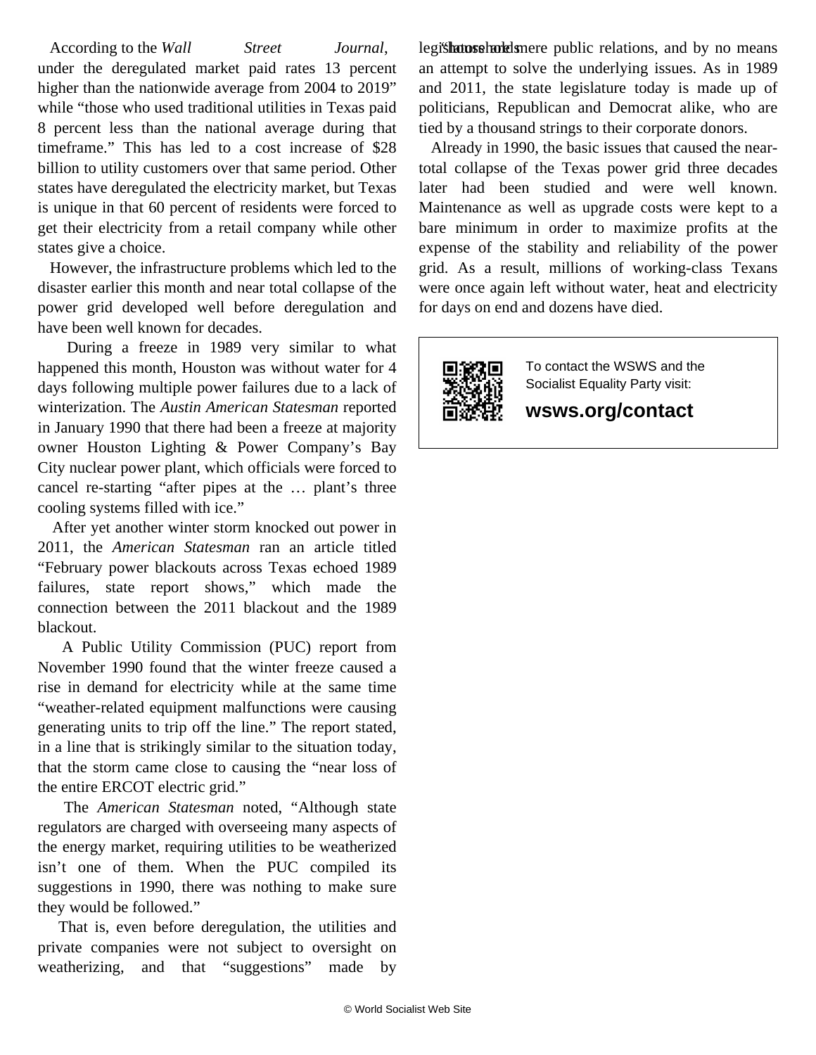According to the *Wall Street Journal*, households under the deregulated market paid rates 13 percent higher than the nationwide average from 2004 to 2019" while "those who used traditional utilities in Texas paid 8 percent less than the national average during that timeframe." This has led to a cost increase of $28 billion to utility customers over that same period. Other states have deregulated the electricity market, but Texas is unique in that 60 percent of residents were forced to get their electricity from a retail company while other states give a choice.

However, the infrastructure problems which led to the disaster earlier this month and near total collapse of the power grid developed well before deregulation and have been well known for decades.

During a freeze in 1989 very similar to what happened this month, Houston was without water for 4 days following multiple power failures due to a lack of winterization. The *Austin American Statesman* reported in January 1990 that there had been a freeze at majority owner Houston Lighting & Power Company's Bay City nuclear power plant, which officials were forced to cancel re-starting "after pipes at the … plant's three cooling systems filled with ice."

After yet another winter storm knocked out power in 2011, the *American Statesman* ran an article titled "February power blackouts across Texas echoed 1989 failures, state report shows," which made the connection between the 2011 blackout and the 1989 blackout.

A Public Utility Commission (PUC) report from November 1990 found that the winter freeze caused a rise in demand for electricity while at the same time "weather-related equipment malfunctions were causing generating units to trip off the line." The report stated, in a line that is strikingly similar to the situation today, that the storm came close to causing the "near loss of the entire ERCOT electric grid."

The *American Statesman* noted, "Although state regulators are charged with overseeing many aspects of the energy market, requiring utilities to be weatherized isn't one of them. When the PUC compiled its suggestions in 1990, there was nothing to make sure they would be followed."

That is, even before deregulation, the utilities and private companies were not subject to oversight on weatherizing, and that "suggestions" made by legislators are mere public relations, and by no means an attempt to solve the underlying issues. As in 1989 and 2011, the state legislature today is made up of politicians, Republican and Democrat alike, who are tied by a thousand strings to their corporate donors.

Already in 1990, the basic issues that caused the near-total collapse of the Texas power grid three decades later had been studied and were well known. Maintenance as well as upgrade costs were kept to a bare minimum in order to maximize profits at the expense of the stability and reliability of the power grid. As a result, millions of working-class Texans were once again left without water, heat and electricity for days on end and dozens have died.

To contact the WSWS and the Socialist Equality Party visit:

**wsws.org/contact**